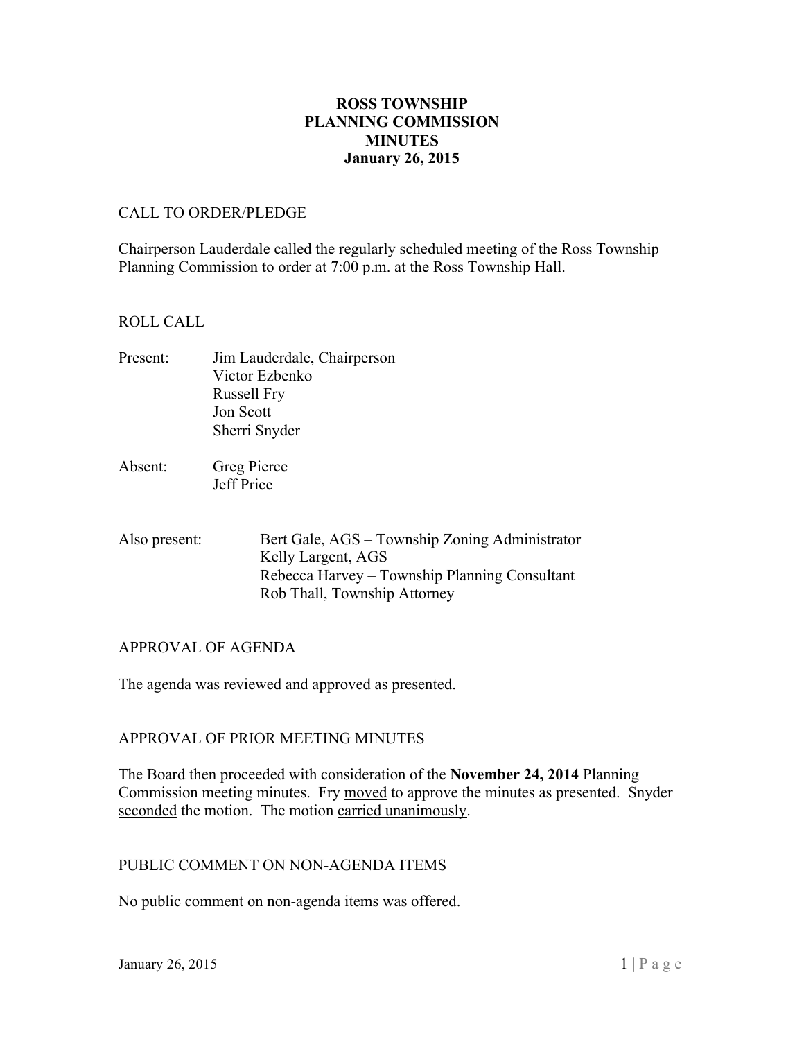**ROSS TOWNSHIP**
**PLANNING COMMISSION**
**MINUTES**
**January 26, 2015**

CALL TO ORDER/PLEDGE

Chairperson Lauderdale called the regularly scheduled meeting of the Ross Township Planning Commission to order at 7:00 p.m. at the Ross Township Hall.

ROLL CALL

Present: Jim Lauderdale, Chairperson
Victor Ezbenko
Russell Fry
Jon Scott
Sherri Snyder

Absent: Greg Pierce
Jeff Price

Also present: Bert Gale, AGS – Township Zoning Administrator
Kelly Largent, AGS
Rebecca Harvey – Township Planning Consultant
Rob Thall, Township Attorney

APPROVAL OF AGENDA

The agenda was reviewed and approved as presented.

APPROVAL OF PRIOR MEETING MINUTES

The Board then proceeded with consideration of the **November 24, 2014** Planning Commission meeting minutes. Fry moved to approve the minutes as presented. Snyder seconded the motion. The motion carried unanimously.

PUBLIC COMMENT ON NON-AGENDA ITEMS

No public comment on non-agenda items was offered.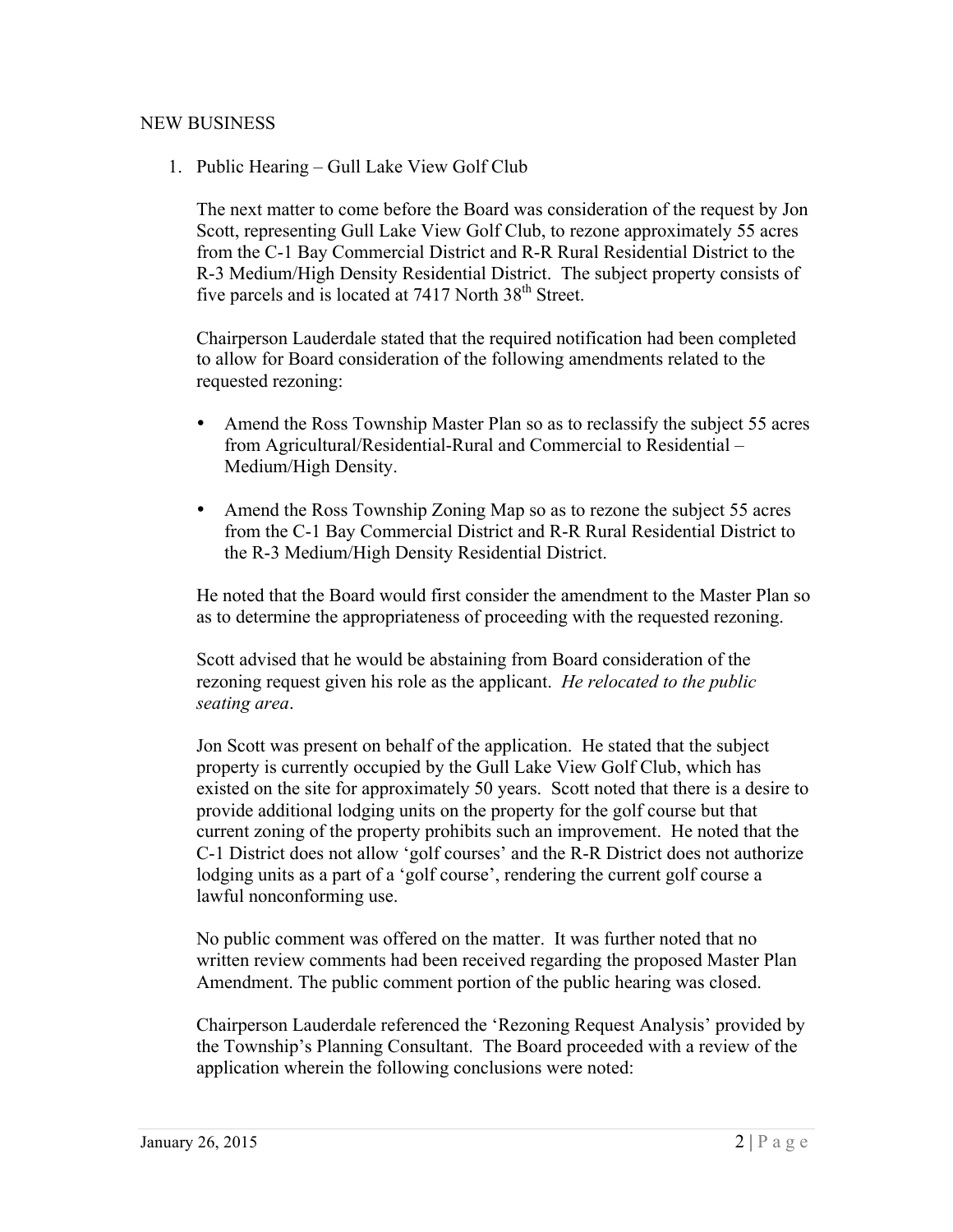NEW BUSINESS

1. Public Hearing – Gull Lake View Golf Club

   The next matter to come before the Board was consideration of the request by Jon Scott, representing Gull Lake View Golf Club, to rezone approximately 55 acres from the C-1 Bay Commercial District and R-R Rural Residential District to the R-3 Medium/High Density Residential District. The subject property consists of five parcels and is located at 7417 North 38th Street.

   Chairperson Lauderdale stated that the required notification had been completed to allow for Board consideration of the following amendments related to the requested rezoning:

   - Amend the Ross Township Master Plan so as to reclassify the subject 55 acres from Agricultural/Residential-Rural and Commercial to Residential – Medium/High Density.

   - Amend the Ross Township Zoning Map so as to rezone the subject 55 acres from the C-1 Bay Commercial District and R-R Rural Residential District to the R-3 Medium/High Density Residential District.

   He noted that the Board would first consider the amendment to the Master Plan so as to determine the appropriateness of proceeding with the requested rezoning.

   Scott advised that he would be abstaining from Board consideration of the rezoning request given his role as the applicant. *He relocated to the public seating area*.

   Jon Scott was present on behalf of the application. He stated that the subject property is currently occupied by the Gull Lake View Golf Club, which has existed on the site for approximately 50 years. Scott noted that there is a desire to provide additional lodging units on the property for the golf course but that current zoning of the property prohibits such an improvement. He noted that the C-1 District does not allow 'golf courses' and the R-R District does not authorize lodging units as a part of a 'golf course', rendering the current golf course a lawful nonconforming use.

   No public comment was offered on the matter. It was further noted that no written review comments had been received regarding the proposed Master Plan Amendment. The public comment portion of the public hearing was closed.

   Chairperson Lauderdale referenced the 'Rezoning Request Analysis' provided by the Township's Planning Consultant. The Board proceeded with a review of the application wherein the following conclusions were noted: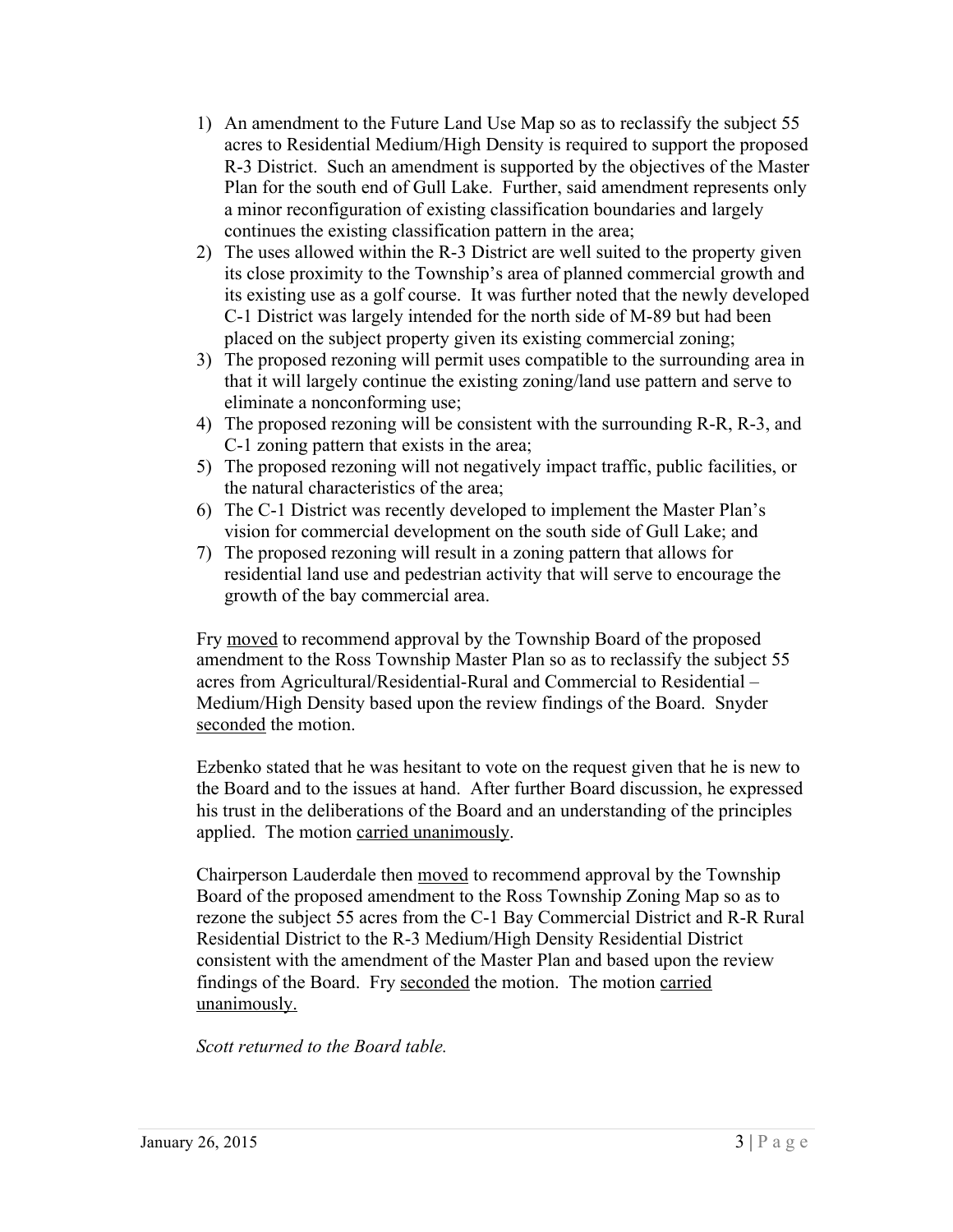1) An amendment to the Future Land Use Map so as to reclassify the subject 55 acres to Residential Medium/High Density is required to support the proposed R-3 District. Such an amendment is supported by the objectives of the Master Plan for the south end of Gull Lake. Further, said amendment represents only a minor reconfiguration of existing classification boundaries and largely continues the existing classification pattern in the area;
2) The uses allowed within the R-3 District are well suited to the property given its close proximity to the Township's area of planned commercial growth and its existing use as a golf course. It was further noted that the newly developed C-1 District was largely intended for the north side of M-89 but had been placed on the subject property given its existing commercial zoning;
3) The proposed rezoning will permit uses compatible to the surrounding area in that it will largely continue the existing zoning/land use pattern and serve to eliminate a nonconforming use;
4) The proposed rezoning will be consistent with the surrounding R-R, R-3, and C-1 zoning pattern that exists in the area;
5) The proposed rezoning will not negatively impact traffic, public facilities, or the natural characteristics of the area;
6) The C-1 District was recently developed to implement the Master Plan's vision for commercial development on the south side of Gull Lake; and
7) The proposed rezoning will result in a zoning pattern that allows for residential land use and pedestrian activity that will serve to encourage the growth of the bay commercial area.

Fry moved to recommend approval by the Township Board of the proposed amendment to the Ross Township Master Plan so as to reclassify the subject 55 acres from Agricultural/Residential-Rural and Commercial to Residential – Medium/High Density based upon the review findings of the Board. Snyder seconded the motion.

Ezbenko stated that he was hesitant to vote on the request given that he is new to the Board and to the issues at hand. After further Board discussion, he expressed his trust in the deliberations of the Board and an understanding of the principles applied. The motion carried unanimously.

Chairperson Lauderdale then moved to recommend approval by the Township Board of the proposed amendment to the Ross Township Zoning Map so as to rezone the subject 55 acres from the C-1 Bay Commercial District and R-R Rural Residential District to the R-3 Medium/High Density Residential District consistent with the amendment of the Master Plan and based upon the review findings of the Board. Fry seconded the motion. The motion carried unanimously.

*Scott returned to the Board table.*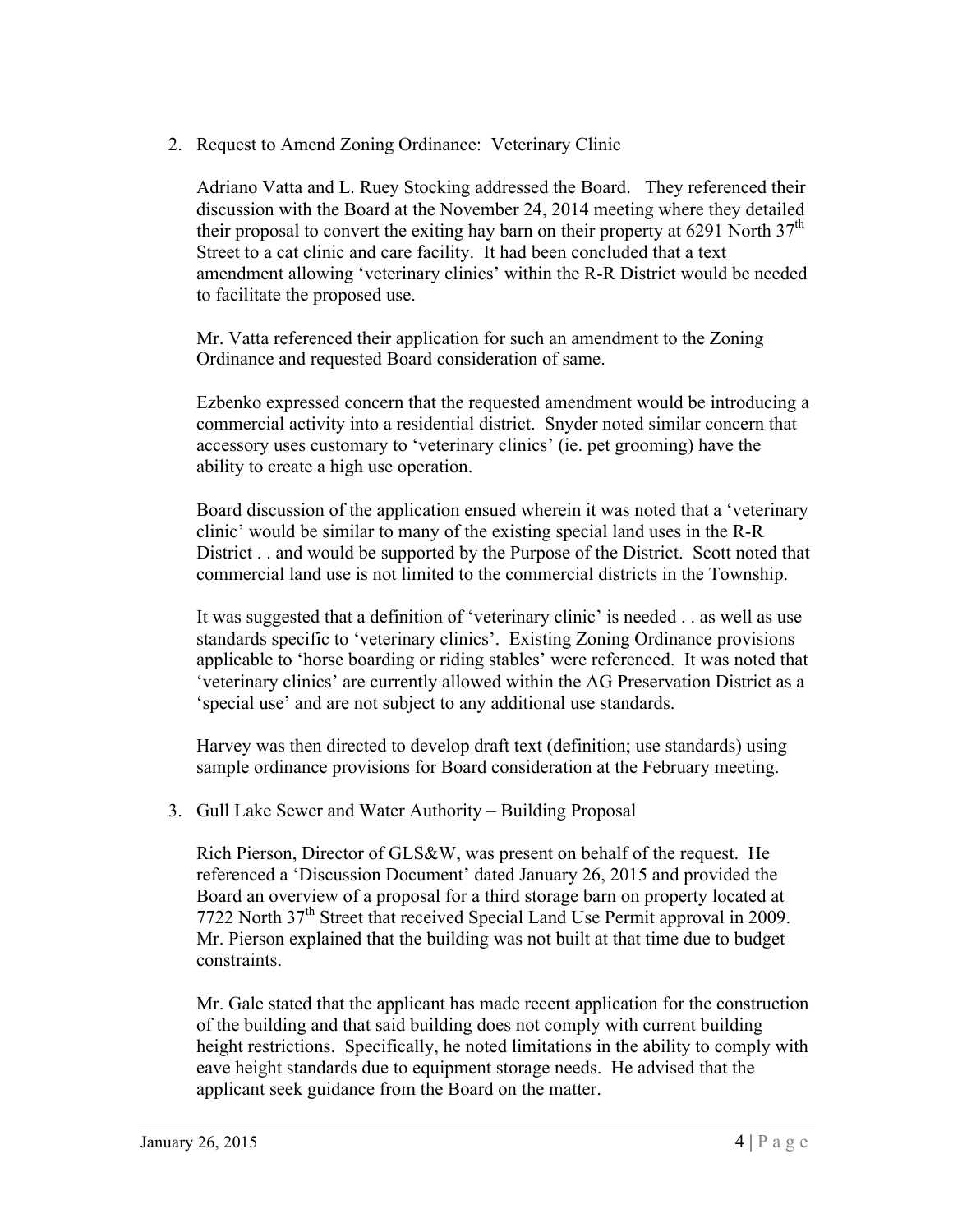2. Request to Amend Zoning Ordinance: Veterinary Clinic

   Adriano Vatta and L. Ruey Stocking addressed the Board. They referenced their discussion with the Board at the November 24, 2014 meeting where they detailed their proposal to convert the exiting hay barn on their property at 6291 North 37th Street to a cat clinic and care facility. It had been concluded that a text amendment allowing 'veterinary clinics' within the R-R District would be needed to facilitate the proposed use.

   Mr. Vatta referenced their application for such an amendment to the Zoning Ordinance and requested Board consideration of same.

   Ezbenko expressed concern that the requested amendment would be introducing a commercial activity into a residential district. Snyder noted similar concern that accessory uses customary to 'veterinary clinics' (ie. pet grooming) have the ability to create a high use operation.

   Board discussion of the application ensued wherein it was noted that a 'veterinary clinic' would be similar to many of the existing special land uses in the R-R District . . and would be supported by the Purpose of the District. Scott noted that commercial land use is not limited to the commercial districts in the Township.

   It was suggested that a definition of 'veterinary clinic' is needed . . as well as use standards specific to 'veterinary clinics'. Existing Zoning Ordinance provisions applicable to 'horse boarding or riding stables' were referenced. It was noted that 'veterinary clinics' are currently allowed within the AG Preservation District as a 'special use' and are not subject to any additional use standards.

   Harvey was then directed to develop draft text (definition; use standards) using sample ordinance provisions for Board consideration at the February meeting.

3. Gull Lake Sewer and Water Authority – Building Proposal

   Rich Pierson, Director of GLS&W, was present on behalf of the request. He referenced a 'Discussion Document' dated January 26, 2015 and provided the Board an overview of a proposal for a third storage barn on property located at 7722 North 37th Street that received Special Land Use Permit approval in 2009. Mr. Pierson explained that the building was not built at that time due to budget constraints.

   Mr. Gale stated that the applicant has made recent application for the construction of the building and that said building does not comply with current building height restrictions. Specifically, he noted limitations in the ability to comply with eave height standards due to equipment storage needs. He advised that the applicant seek guidance from the Board on the matter.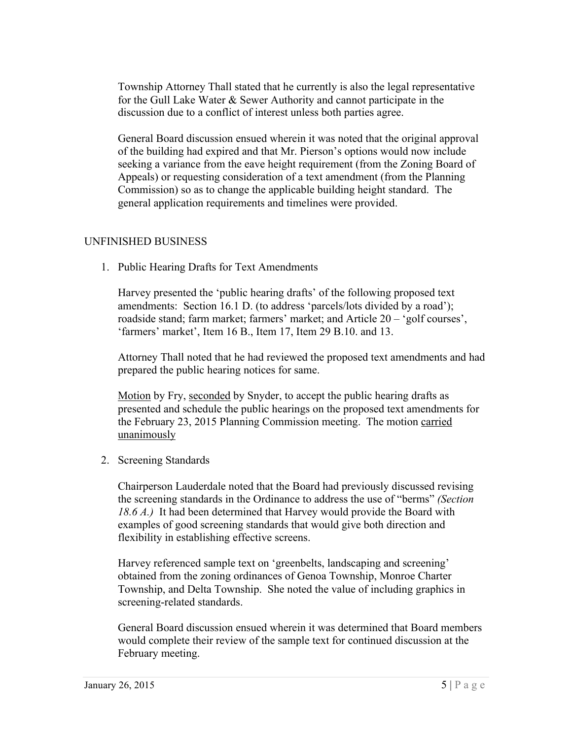Township Attorney Thall stated that he currently is also the legal representative for the Gull Lake Water & Sewer Authority and cannot participate in the discussion due to a conflict of interest unless both parties agree.

General Board discussion ensued wherein it was noted that the original approval of the building had expired and that Mr. Pierson's options would now include seeking a variance from the eave height requirement (from the Zoning Board of Appeals) or requesting consideration of a text amendment (from the Planning Commission) so as to change the applicable building height standard. The general application requirements and timelines were provided.

## UNFINISHED BUSINESS

1. Public Hearing Drafts for Text Amendments

   Harvey presented the 'public hearing drafts' of the following proposed text amendments: Section 16.1 D. (to address 'parcels/lots divided by a road'); roadside stand; farm market; farmers' market; and Article 20 – 'golf courses', 'farmers' market', Item 16 B., Item 17, Item 29 B.10. and 13.

   Attorney Thall noted that he had reviewed the proposed text amendments and had prepared the public hearing notices for same.

   <u>Motion</u> by Fry, <u>seconded</u> by Snyder, to accept the public hearing drafts as presented and schedule the public hearings on the proposed text amendments for the February 23, 2015 Planning Commission meeting. The motion <u>carried unanimously</u>

2. Screening Standards

   Chairperson Lauderdale noted that the Board had previously discussed revising the screening standards in the Ordinance to address the use of "berms" *(Section 18.6 A.)* It had been determined that Harvey would provide the Board with examples of good screening standards that would give both direction and flexibility in establishing effective screens.

   Harvey referenced sample text on 'greenbelts, landscaping and screening' obtained from the zoning ordinances of Genoa Township, Monroe Charter Township, and Delta Township. She noted the value of including graphics in screening-related standards.

   General Board discussion ensued wherein it was determined that Board members would complete their review of the sample text for continued discussion at the February meeting.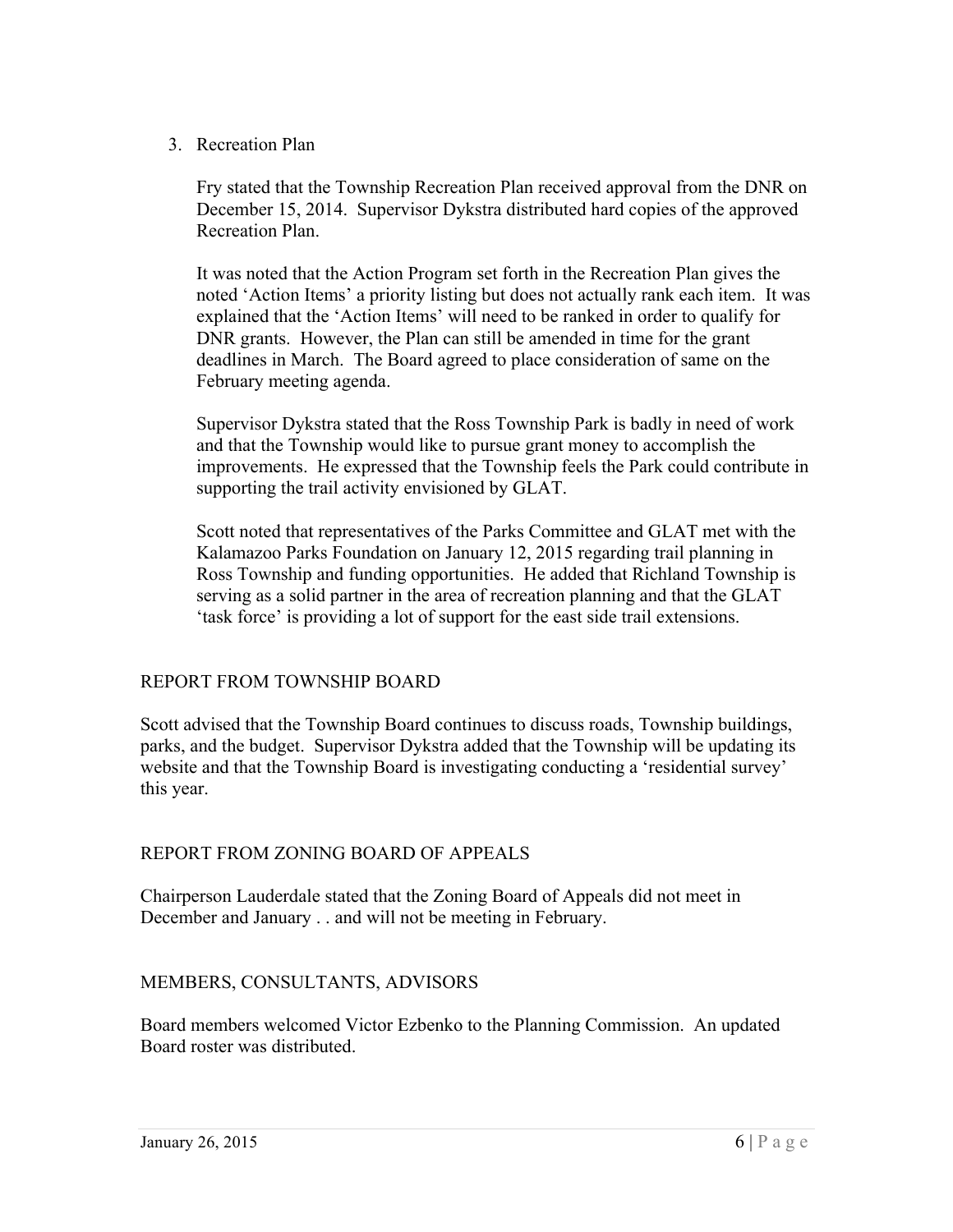3. Recreation Plan

   Fry stated that the Township Recreation Plan received approval from the DNR on December 15, 2014. Supervisor Dykstra distributed hard copies of the approved Recreation Plan.

   It was noted that the Action Program set forth in the Recreation Plan gives the noted 'Action Items' a priority listing but does not actually rank each item. It was explained that the 'Action Items' will need to be ranked in order to qualify for DNR grants. However, the Plan can still be amended in time for the grant deadlines in March. The Board agreed to place consideration of same on the February meeting agenda.

   Supervisor Dykstra stated that the Ross Township Park is badly in need of work and that the Township would like to pursue grant money to accomplish the improvements. He expressed that the Township feels the Park could contribute in supporting the trail activity envisioned by GLAT.

   Scott noted that representatives of the Parks Committee and GLAT met with the Kalamazoo Parks Foundation on January 12, 2015 regarding trail planning in Ross Township and funding opportunities. He added that Richland Township is serving as a solid partner in the area of recreation planning and that the GLAT 'task force' is providing a lot of support for the east side trail extensions.

## REPORT FROM TOWNSHIP BOARD

Scott advised that the Township Board continues to discuss roads, Township buildings, parks, and the budget. Supervisor Dykstra added that the Township will be updating its website and that the Township Board is investigating conducting a 'residential survey' this year.

## REPORT FROM ZONING BOARD OF APPEALS

Chairperson Lauderdale stated that the Zoning Board of Appeals did not meet in December and January . . and will not be meeting in February.

## MEMBERS, CONSULTANTS, ADVISORS

Board members welcomed Victor Ezbenko to the Planning Commission. An updated Board roster was distributed.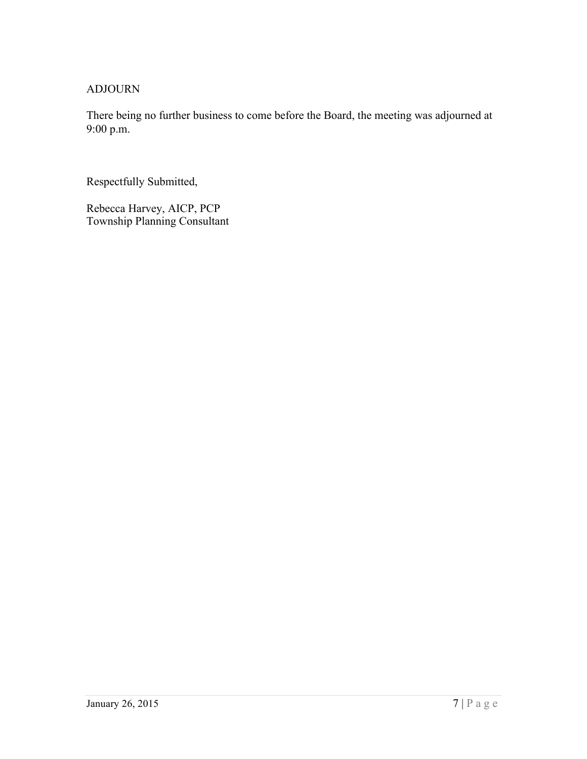ADJOURN

There being no further business to come before the Board, the meeting was adjourned at 9:00 p.m.

Respectfully Submitted,

Rebecca Harvey, AICP, PCP
Township Planning Consultant